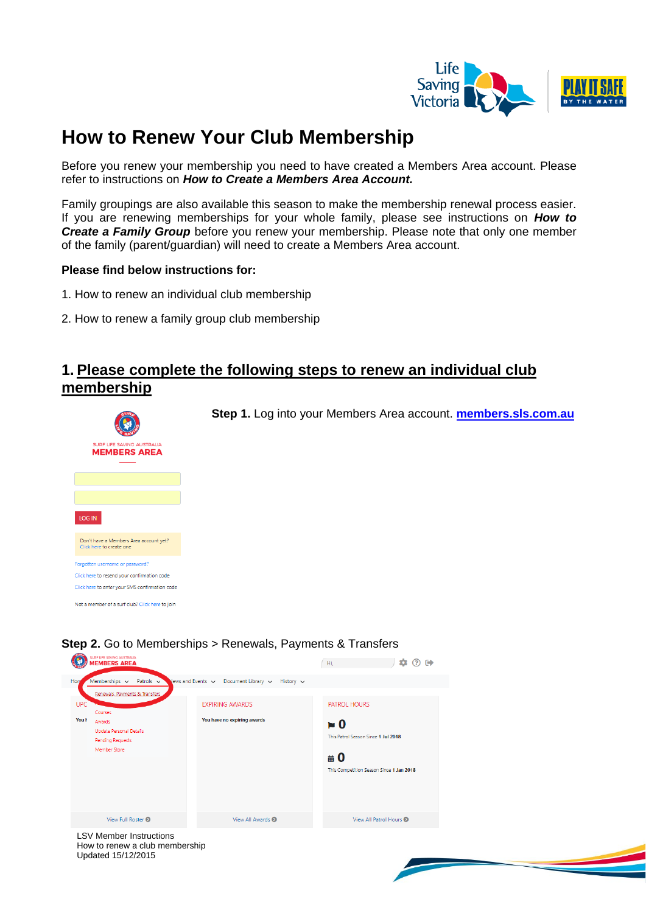# How to Renew Your Club Membership

Before you renew your membership you need to have created a Members Area account. Please refer to instructions on ***How to Create a Members Area Account.***

Family groupings are also available this season to make the membership renewal process easier. If you are renewing memberships for your whole family, please see instructions on ***How to Create a Family Group*** before you renew your membership. Please note that only one member of the family (parent/guardian) will need to create a Members Area account.

**Please find below instructions for:**

1. How to renew an individual club membership
2. How to renew a family group club membership

## 1. Please complete the following steps to renew an individual club membership

**Step 1.** Log into your Members Area account. **[members.sls.com.au](members.sls.com.au)**

**Step 2.** Go to Memberships > Renewals, Payments & Transfers

LSV Member Instructions
How to renew a club membership
Updated 15/12/2015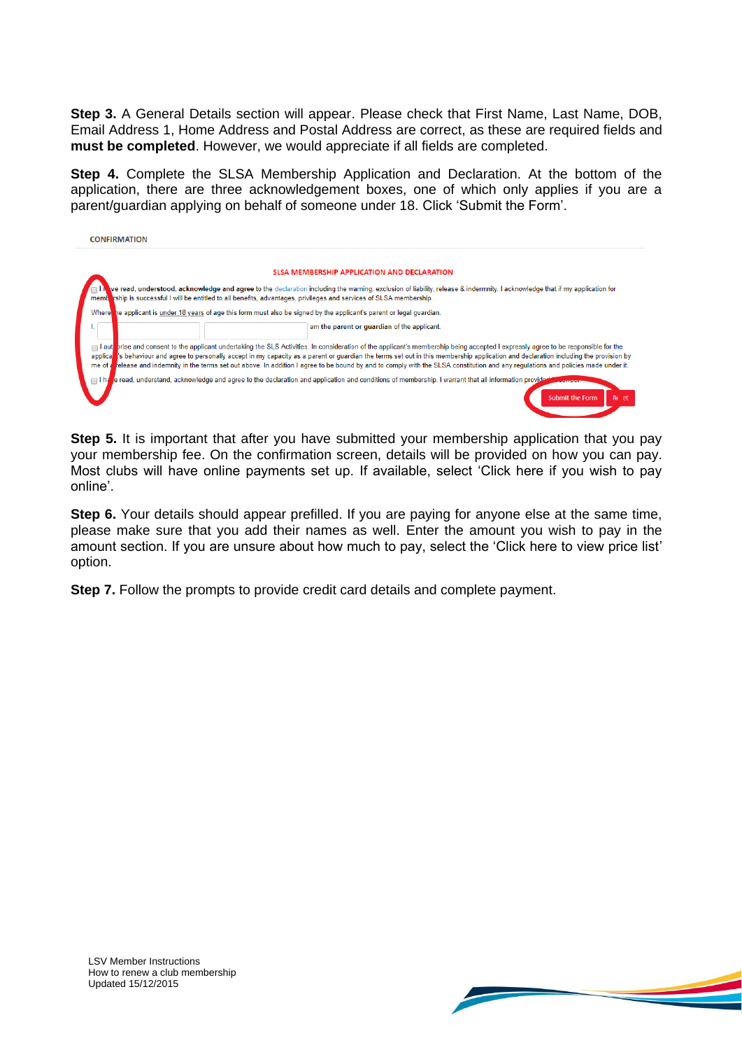**Step 3.** A General Details section will appear. Please check that First Name, Last Name, DOB, Email Address 1, Home Address and Postal Address are correct, as these are required fields and **must be completed**. However, we would appreciate if all fields are completed.

**Step 4.** Complete the SLSA Membership Application and Declaration. At the bottom of the application, there are three acknowledgement boxes, one of which only applies if you are a parent/guardian applying on behalf of someone under 18. Click 'Submit the Form'.

**Step 5.** It is important that after you have submitted your membership application that you pay your membership fee. On the confirmation screen, details will be provided on how you can pay. Most clubs will have online payments set up. If available, select 'Click here if you wish to pay online'.

**Step 6.** Your details should appear prefilled. If you are paying for anyone else at the same time, please make sure that you add their names as well. Enter the amount you wish to pay in the amount section. If you are unsure about how much to pay, select the 'Click here to view price list' option.

**Step 7.** Follow the prompts to provide credit card details and complete payment.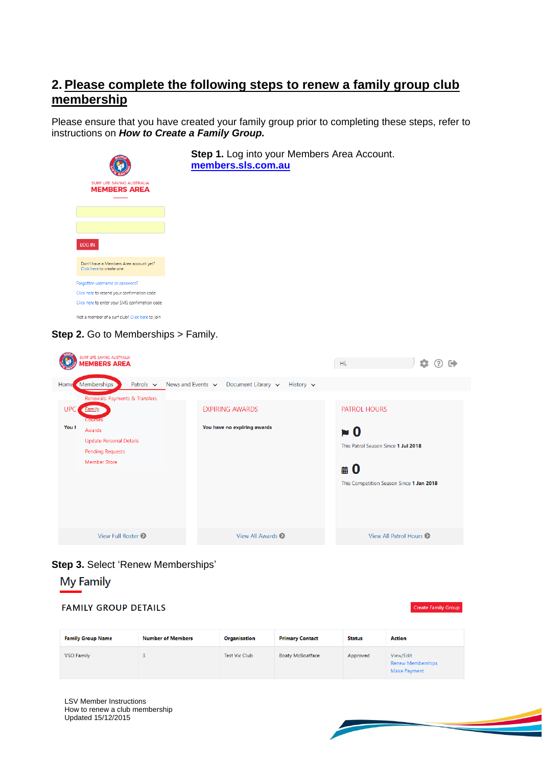## 2. Please complete the following steps to renew a family group club membership

Please ensure that you have created your family group prior to completing these steps, refer to instructions on ***How to Create a Family Group.***

**Step 1.** Log into your Members Area Account.
**[members.sls.com.au](members.sls.com.au)**

SURF LIFE SAVING AUSTRALIA
MEMBERS AREA

LOG IN

Don't have a Members Area account yet? Click here to create one

Forgotten username or password?

Click here to resend your confirmation code

Click here to enter your SMS confirmation code

Not a member of a surf club? Click here to join

**Step 2.** Go to Memberships > Family.

SURF LIFE SAVING AUSTRALIA
MEMBERS AREA

Hi,

Home | Memberships | Patrols | News and Events | Document Library | History

Renewals, Payments & Transfers
Family
Courses
Awards
Update Personal Details
Pending Requests
Member Store

UPC

You h

EXPIRING AWARDS

You have no expiring awards

PATROL HOURS

0

This Patrol Season Since 1 Jul 2018

0

This Competition Season Since 1 Jan 2018

View Full Roster | View All Awards | View All Patrol Hours

**Step 3.** Select 'Renew Memberships'

My Family

FAMILY GROUP DETAILS

Create Family Group

| Family Group Name | Number of Members | Organisation | Primary Contact | Status | Action |
|---|---|---|---|---|---|
| VSO Family | 3 | Test Vic Club | Boaty McBoatface | Approved | View/Edit<br>Renew Memberships<br>Make Payment |

LSV Member Instructions
How to renew a club membership
Updated 15/12/2015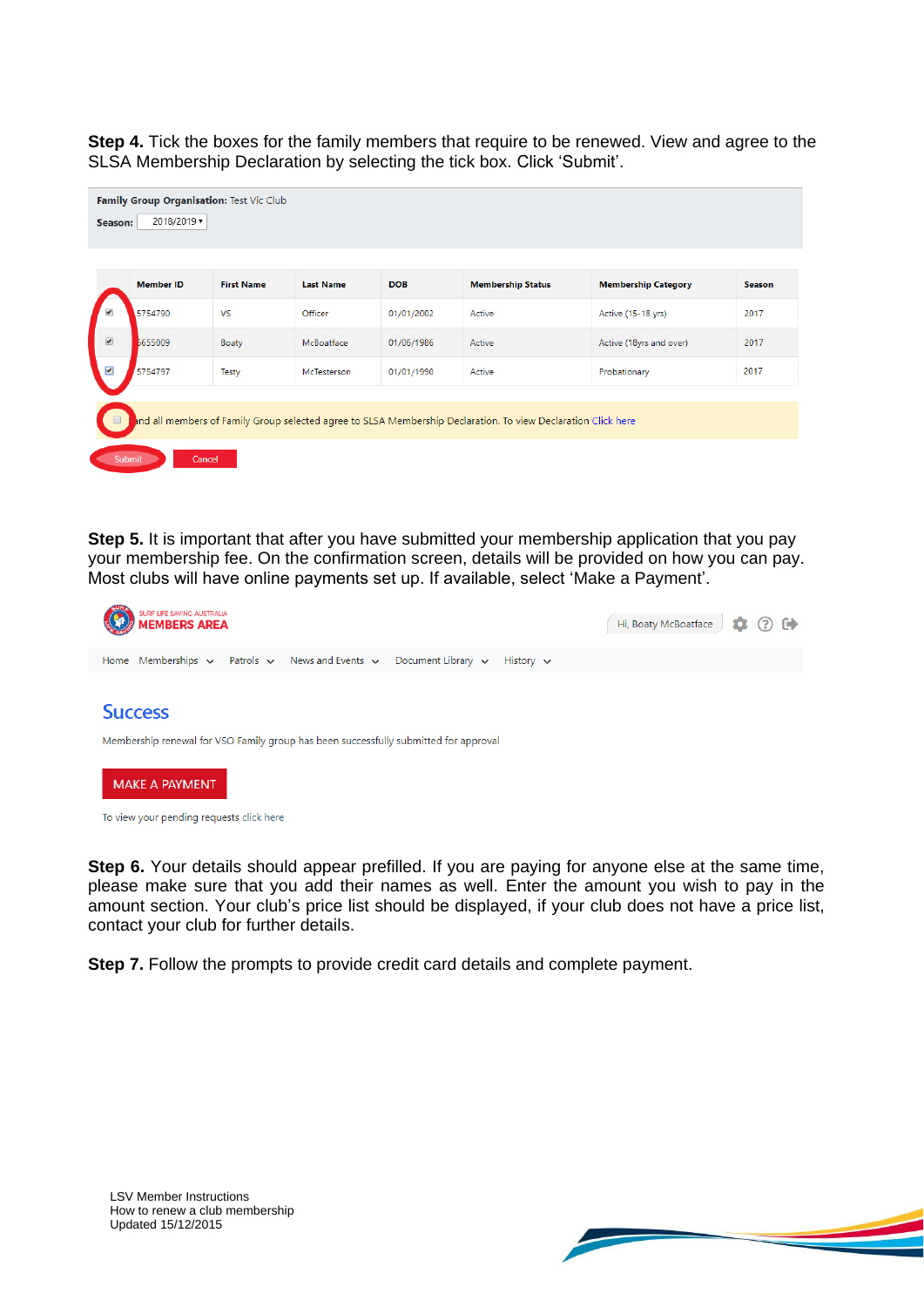**Step 4.** Tick the boxes for the family members that require to be renewed. View and agree to the SLSA Membership Declaration by selecting the tick box. Click 'Submit'.

**Family Group Organisation:** Test Vic Club

**Season:** 2018/2019

| | Member ID | First Name | Last Name | DOB | Membership Status | Membership Category | Season |
|---|---|---|---|---|---|---|---|
| ☑ | 5754790 | VS | Officer | 01/01/2002 | Active | Active (15-18 yrs) | 2017 |
| ☑ | 5655009 | Boaty | McBoatface | 01/06/1986 | Active | Active (18yrs and over) | 2017 |
| ☑ | 5754797 | Testy | McTesterson | 01/01/1990 | Active | Probationary | 2017 |

☐ and all members of Family Group selected agree to SLSA Membership Declaration. To view Declaration Click here

Submit | Cancel

**Step 5.** It is important that after you have submitted your membership application that you pay your membership fee. On the confirmation screen, details will be provided on how you can pay. Most clubs will have online payments set up. If available, select 'Make a Payment'.

SURF LIFE SAVING AUSTRALIA MEMBERS AREA

Hi, Boaty McBoatface

Home | Memberships | Patrols | News and Events | Document Library | History

## Success

Membership renewal for VSO Family group has been successfully submitted for approval

MAKE A PAYMENT

To view your pending requests click here

**Step 6.** Your details should appear prefilled. If you are paying for anyone else at the same time, please make sure that you add their names as well. Enter the amount you wish to pay in the amount section. Your club's price list should be displayed, if your club does not have a price list, contact your club for further details.

**Step 7.** Follow the prompts to provide credit card details and complete payment.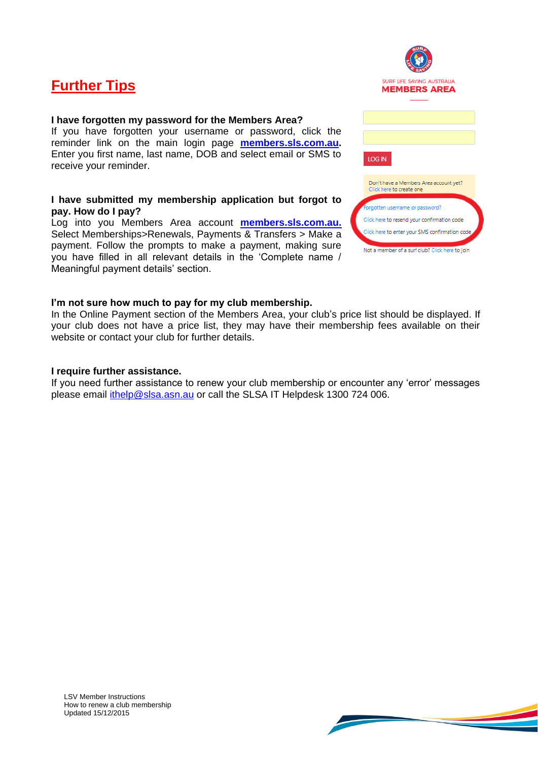# Further Tips

**I have forgotten my password for the Members Area?**

If you have forgotten your username or password, click the reminder link on the main login page **members.sls.com.au**. Enter you first name, last name, DOB and select email or SMS to receive your reminder.

SURF LIFE SAVING AUSTRALIA
MEMBERS AREA

LOG IN

Don't have a Members Area account yet? Click here to create one

Forgotten username or password?

Click here to resend your confirmation code

Click here to enter your SMS confirmation code

Not a member of a surf club? Click here to join

**I have submitted my membership application but forgot to pay. How do I pay?**

Log into you Members Area account **members.sls.com.au.** Select Memberships>Renewals, Payments & Transfers > Make a payment. Follow the prompts to make a payment, making sure you have filled in all relevant details in the 'Complete name / Meaningful payment details' section.

**I'm not sure how much to pay for my club membership.**

In the Online Payment section of the Members Area, your club's price list should be displayed. If your club does not have a price list, they may have their membership fees available on their website or contact your club for further details.

**I require further assistance.**

If you need further assistance to renew your club membership or encounter any 'error' messages please email ithelp@slsa.asn.au or call the SLSA IT Helpdesk 1300 724 006.

LSV Member Instructions
How to renew a club membership
Updated 15/12/2015